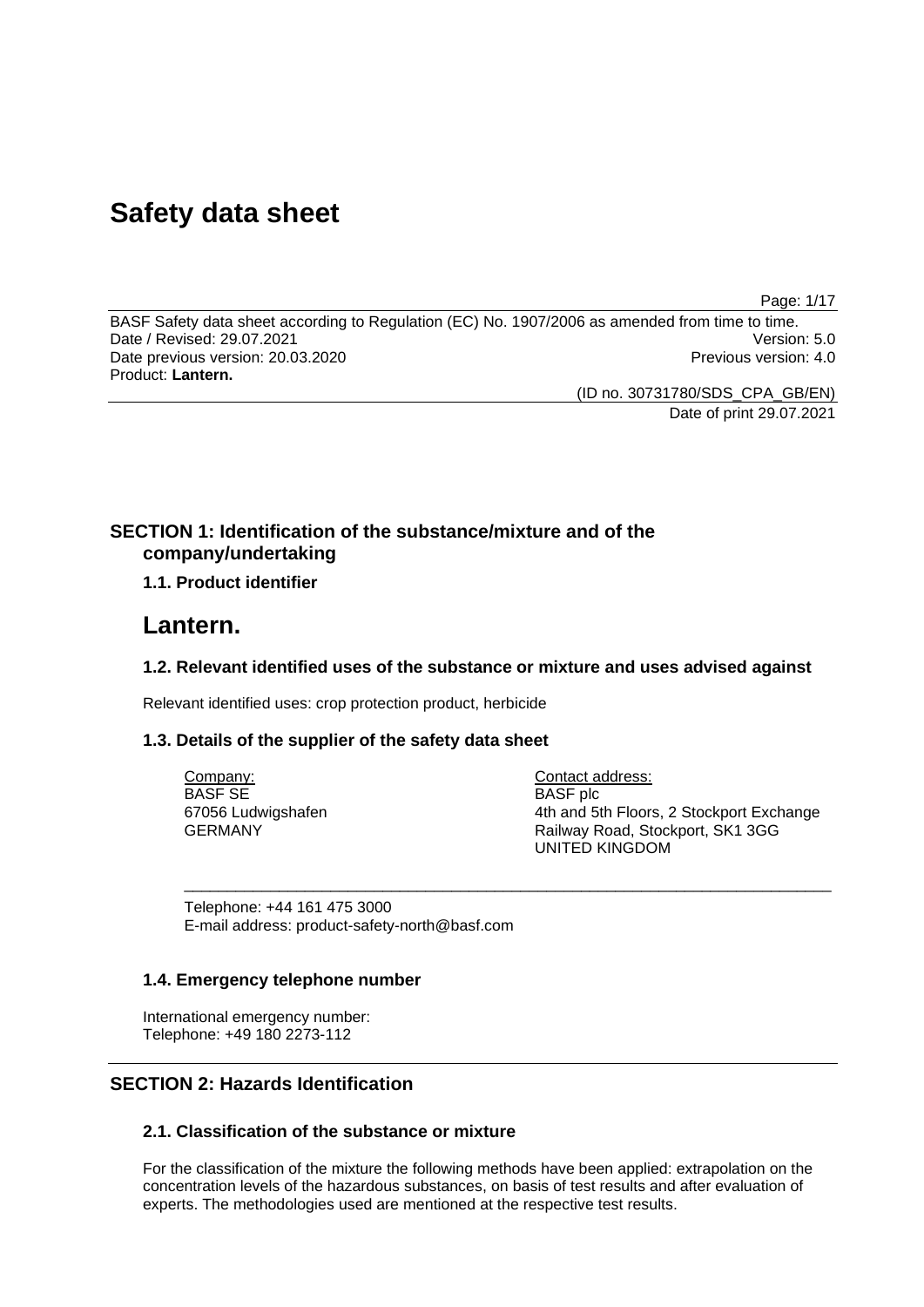# Safety data sheet

BASF Safety data sheet according to Regulation (EC) No. 1907/2006 as amended from time to time.
Date / Revised: 29.07.2021 Version: 5.0
Date previous version: 20.03.2020 Previous version: 4.0
Product: **Lantern.**

(ID no. 30731780/SDS_CPA_GB/EN)
Date of print 29.07.2021

## SECTION 1: Identification of the substance/mixture and of the company/undertaking

### 1.1. Product identifier

# Lantern.

### 1.2. Relevant identified uses of the substance or mixture and uses advised against

Relevant identified uses: crop protection product, herbicide

### 1.3. Details of the supplier of the safety data sheet

Company:
BASF SE
67056 Ludwigshafen
GERMANY

Contact address:
BASF plc
4th and 5th Floors, 2 Stockport Exchange
Railway Road, Stockport, SK1 3GG
UNITED KINGDOM

Telephone: +44 161 475 3000
E-mail address: product-safety-north@basf.com

### 1.4. Emergency telephone number

International emergency number:
Telephone: +49 180 2273-112

## SECTION 2: Hazards Identification

### 2.1. Classification of the substance or mixture

For the classification of the mixture the following methods have been applied: extrapolation on the concentration levels of the hazardous substances, on basis of test results and after evaluation of experts. The methodologies used are mentioned at the respective test results.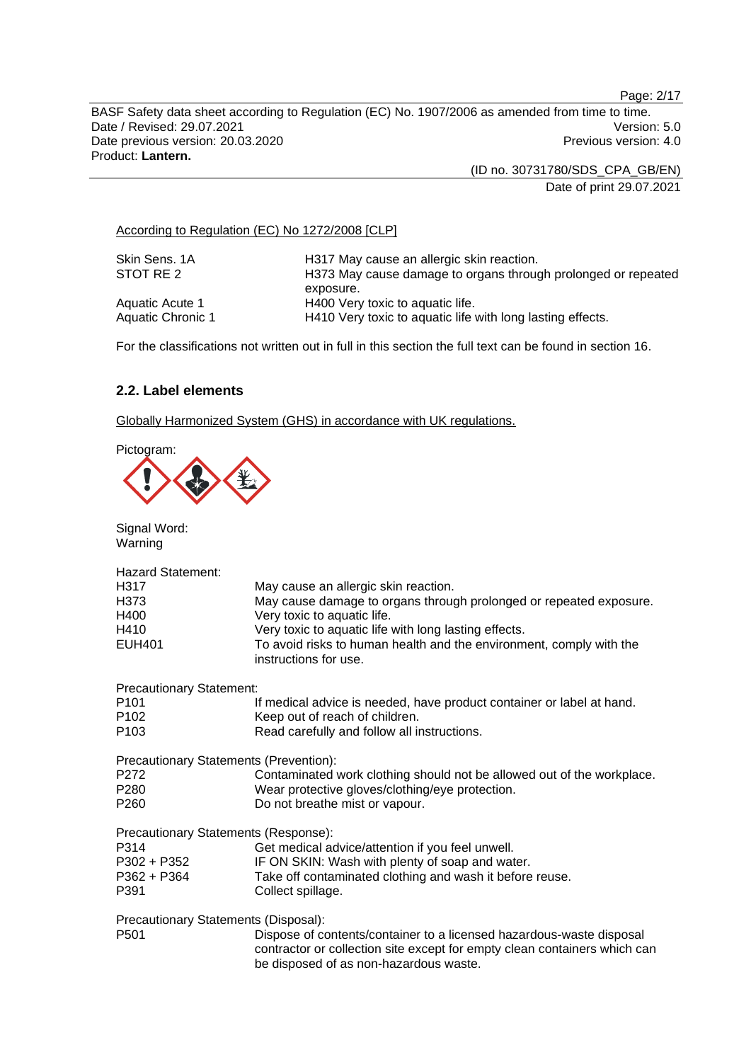According to Regulation (EC) No 1272/2008 [CLP]

| | |
|---|---|
| Skin Sens. 1A | H317 May cause an allergic skin reaction. |
| STOT RE 2 | H373 May cause damage to organs through prolonged or repeated exposure. |
| Aquatic Acute 1 | H400 Very toxic to aquatic life. |
| Aquatic Chronic 1 | H410 Very toxic to aquatic life with long lasting effects. |

For the classifications not written out in full in this section the full text can be found in section 16.

### 2.2. Label elements

Globally Harmonized System (GHS) in accordance with UK regulations.

Pictogram:

Signal Word:
Warning

Hazard Statement:

| | |
|---|---|
| H317 | May cause an allergic skin reaction. |
| H373 | May cause damage to organs through prolonged or repeated exposure. |
| H400 | Very toxic to aquatic life. |
| H410 | Very toxic to aquatic life with long lasting effects. |
| EUH401 | To avoid risks to human health and the environment, comply with the instructions for use. |

Precautionary Statement:

| | |
|---|---|
| P101 | If medical advice is needed, have product container or label at hand. |
| P102 | Keep out of reach of children. |
| P103 | Read carefully and follow all instructions. |

Precautionary Statements (Prevention):

| | |
|---|---|
| P272 | Contaminated work clothing should not be allowed out of the workplace. |
| P280 | Wear protective gloves/clothing/eye protection. |
| P260 | Do not breathe mist or vapour. |

Precautionary Statements (Response):

| | |
|---|---|
| P314 | Get medical advice/attention if you feel unwell. |
| P302 + P352 | IF ON SKIN: Wash with plenty of soap and water. |
| P362 + P364 | Take off contaminated clothing and wash it before reuse. |
| P391 | Collect spillage. |

Precautionary Statements (Disposal):

| | |
|---|---|
| P501 | Dispose of contents/container to a licensed hazardous-waste disposal contractor or collection site except for empty clean containers which can be disposed of as non-hazardous waste. |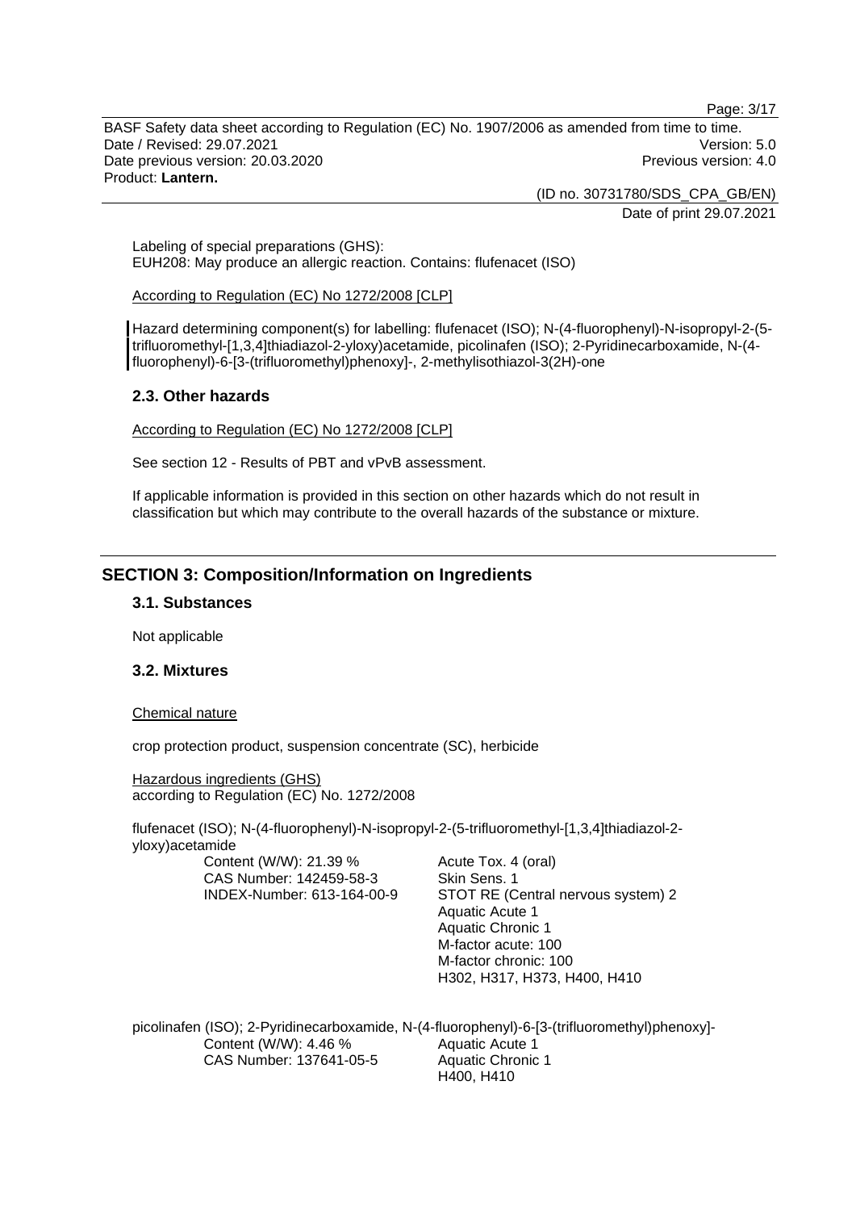Labeling of special preparations (GHS):
EUH208: May produce an allergic reaction. Contains: flufenacet (ISO)

According to Regulation (EC) No 1272/2008 [CLP]

Hazard determining component(s) for labelling: flufenacet (ISO); N-(4-fluorophenyl)-N-isopropyl-2-(5-trifluoromethyl-[1,3,4]thiadiazol-2-yloxy)acetamide, picolinafen (ISO); 2-Pyridinecarboxamide, N-(4-fluorophenyl)-6-[3-(trifluoromethyl)phenoxy]-, 2-methylisothiazol-3(2H)-one

## 2.3. Other hazards

According to Regulation (EC) No 1272/2008 [CLP]

See section 12 - Results of PBT and vPvB assessment.

If applicable information is provided in this section on other hazards which do not result in classification but which may contribute to the overall hazards of the substance or mixture.

# SECTION 3: Composition/Information on Ingredients

## 3.1. Substances

Not applicable

## 3.2. Mixtures

Chemical nature

crop protection product, suspension concentrate (SC), herbicide

Hazardous ingredients (GHS)
according to Regulation (EC) No. 1272/2008

flufenacet (ISO); N-(4-fluorophenyl)-N-isopropyl-2-(5-trifluoromethyl-[1,3,4]thiadiazol-2-yloxy)acetamide

| | |
|---|---|
| Content (W/W): 21.39 % | Acute Tox. 4 (oral) |
| CAS Number: 142459-58-3 | Skin Sens. 1 |
| INDEX-Number: 613-164-00-9 | STOT RE (Central nervous system) 2 |
| | Aquatic Acute 1 |
| | Aquatic Chronic 1 |
| | M-factor acute: 100 |
| | M-factor chronic: 100 |
| | H302, H317, H373, H400, H410 |

picolinafen (ISO); 2-Pyridinecarboxamide, N-(4-fluorophenyl)-6-[3-(trifluoromethyl)phenoxy]-

| | |
|---|---|
| Content (W/W): 4.46 % | Aquatic Acute 1 |
| CAS Number: 137641-05-5 | Aquatic Chronic 1 |
| | H400, H410 |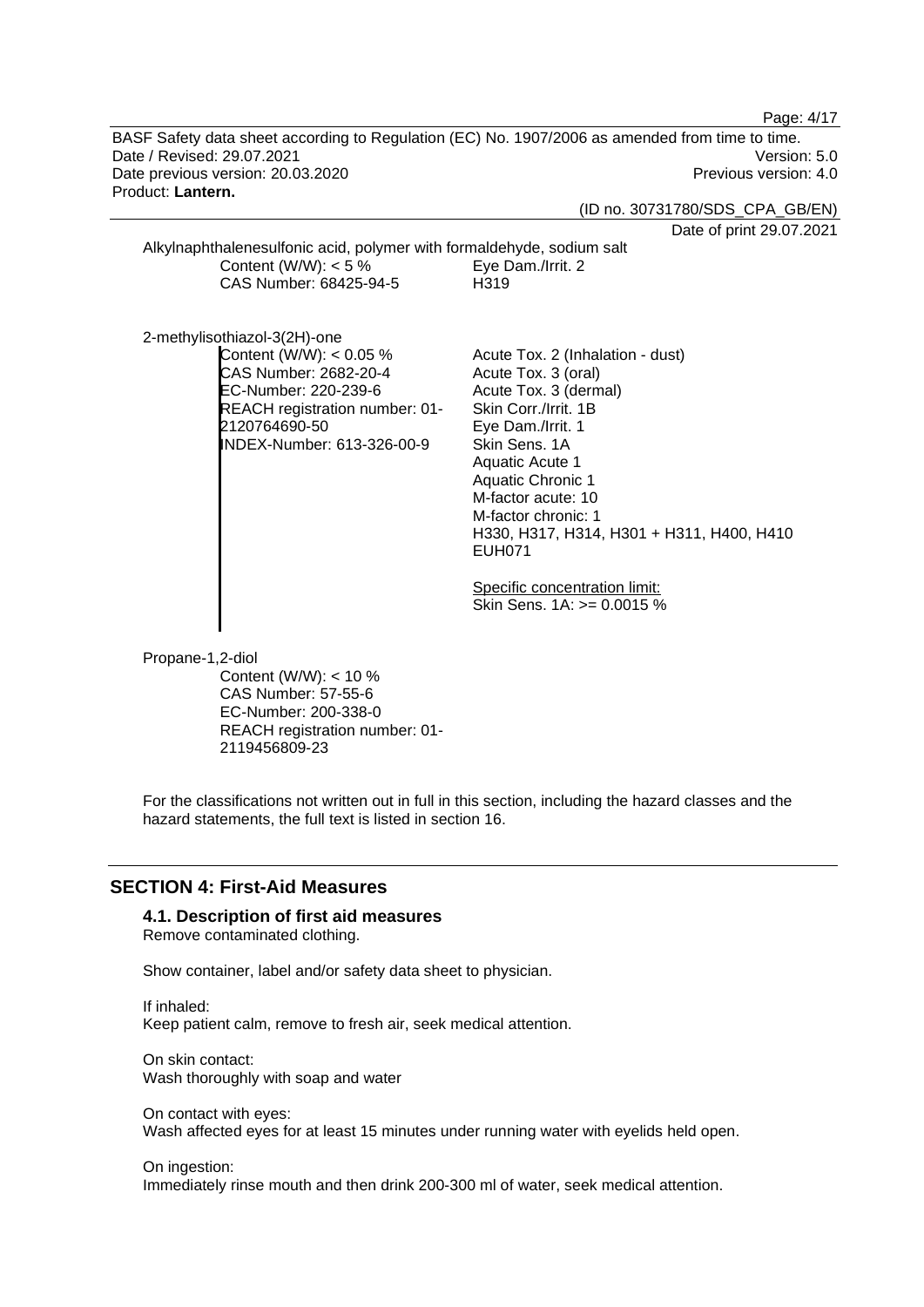Alkylnaphthalenesulfonic acid, polymer with formaldehyde, sodium salt

| | |
|---|---|
| Content (W/W): < 5 %<br>CAS Number: 68425-94-5 | Eye Dam./Irrit. 2<br>H319 |

2-methylisothiazol-3(2H)-one

| | |
|---|---|
| Content (W/W): < 0.05 %<br>CAS Number: 2682-20-4<br>EC-Number: 220-239-6<br>REACH registration number: 01-2120764690-50<br>INDEX-Number: 613-326-00-9 | Acute Tox. 2 (Inhalation - dust)<br>Acute Tox. 3 (oral)<br>Acute Tox. 3 (dermal)<br>Skin Corr./Irrit. 1B<br>Eye Dam./Irrit. 1<br>Skin Sens. 1A<br>Aquatic Acute 1<br>Aquatic Chronic 1<br>M-factor acute: 10<br>M-factor chronic: 1<br>H330, H317, H314, H301 + H311, H400, H410<br>EUH071<br><br>Specific concentration limit:<br>Skin Sens. 1A: >= 0.0015 % |

Propane-1,2-diol

Content (W/W): < 10 %
CAS Number: 57-55-6
EC-Number: 200-338-0
REACH registration number: 01-2119456809-23

For the classifications not written out in full in this section, including the hazard classes and the hazard statements, the full text is listed in section 16.

## SECTION 4: First-Aid Measures

### 4.1. Description of first aid measures

Remove contaminated clothing.

Show container, label and/or safety data sheet to physician.

If inhaled:
Keep patient calm, remove to fresh air, seek medical attention.

On skin contact:
Wash thoroughly with soap and water

On contact with eyes:
Wash affected eyes for at least 15 minutes under running water with eyelids held open.

On ingestion:
Immediately rinse mouth and then drink 200-300 ml of water, seek medical attention.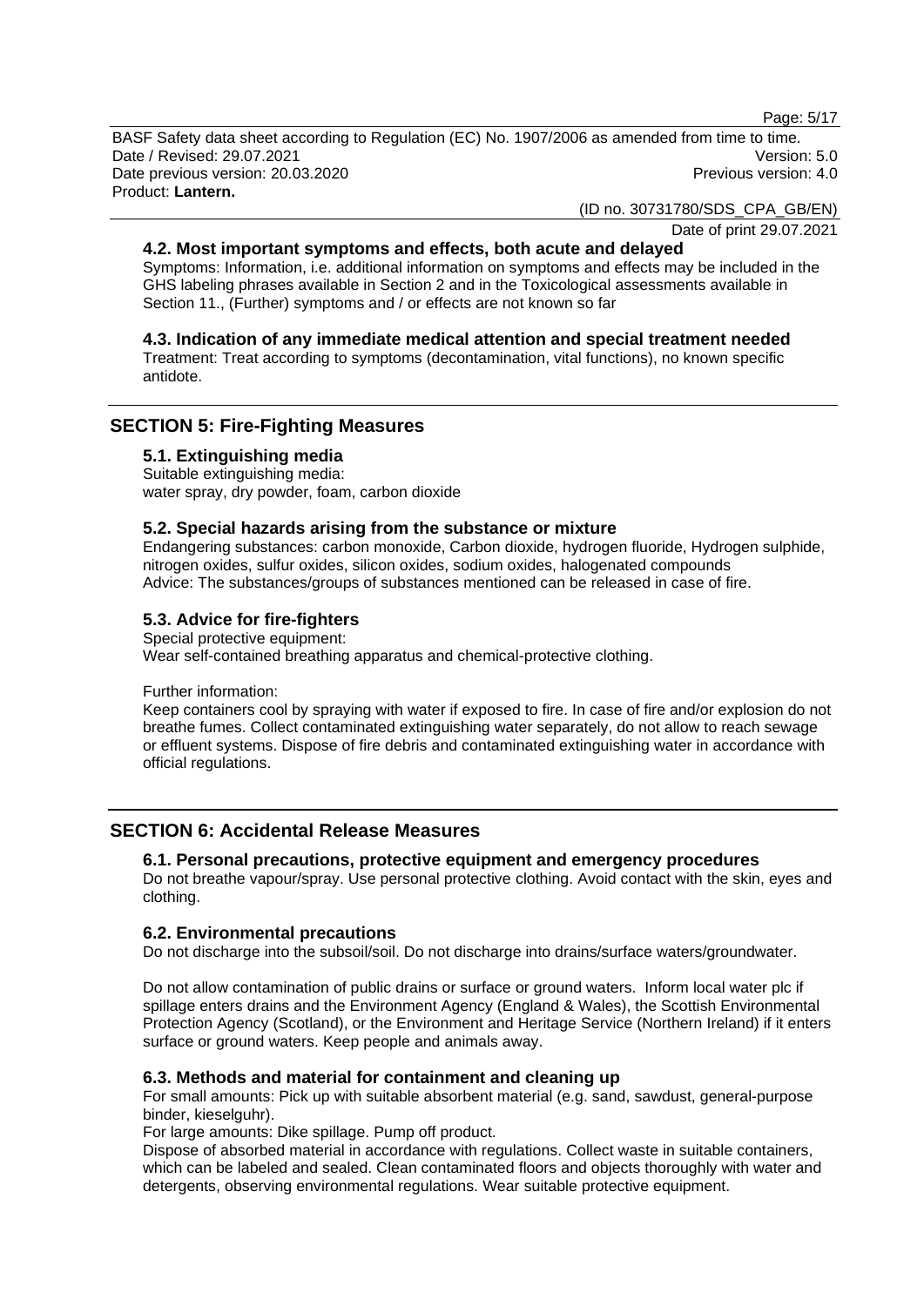### 4.2. Most important symptoms and effects, both acute and delayed

Symptoms: Information, i.e. additional information on symptoms and effects may be included in the GHS labeling phrases available in Section 2 and in the Toxicological assessments available in Section 11., (Further) symptoms and / or effects are not known so far

### 4.3. Indication of any immediate medical attention and special treatment needed

Treatment: Treat according to symptoms (decontamination, vital functions), no known specific antidote.

## SECTION 5: Fire-Fighting Measures

### 5.1. Extinguishing media

Suitable extinguishing media:
water spray, dry powder, foam, carbon dioxide

### 5.2. Special hazards arising from the substance or mixture

Endangering substances: carbon monoxide, Carbon dioxide, hydrogen fluoride, Hydrogen sulphide, nitrogen oxides, sulfur oxides, silicon oxides, sodium oxides, halogenated compounds
Advice: The substances/groups of substances mentioned can be released in case of fire.

### 5.3. Advice for fire-fighters

Special protective equipment:
Wear self-contained breathing apparatus and chemical-protective clothing.

Further information:
Keep containers cool by spraying with water if exposed to fire. In case of fire and/or explosion do not breathe fumes. Collect contaminated extinguishing water separately, do not allow to reach sewage or effluent systems. Dispose of fire debris and contaminated extinguishing water in accordance with official regulations.

## SECTION 6: Accidental Release Measures

### 6.1. Personal precautions, protective equipment and emergency procedures

Do not breathe vapour/spray. Use personal protective clothing. Avoid contact with the skin, eyes and clothing.

### 6.2. Environmental precautions

Do not discharge into the subsoil/soil. Do not discharge into drains/surface waters/groundwater.

Do not allow contamination of public drains or surface or ground waters. Inform local water plc if spillage enters drains and the Environment Agency (England & Wales), the Scottish Environmental Protection Agency (Scotland), or the Environment and Heritage Service (Northern Ireland) if it enters surface or ground waters. Keep people and animals away.

### 6.3. Methods and material for containment and cleaning up

For small amounts: Pick up with suitable absorbent material (e.g. sand, sawdust, general-purpose binder, kieselguhr).
For large amounts: Dike spillage. Pump off product.
Dispose of absorbed material in accordance with regulations. Collect waste in suitable containers, which can be labeled and sealed. Clean contaminated floors and objects thoroughly with water and detergents, observing environmental regulations. Wear suitable protective equipment.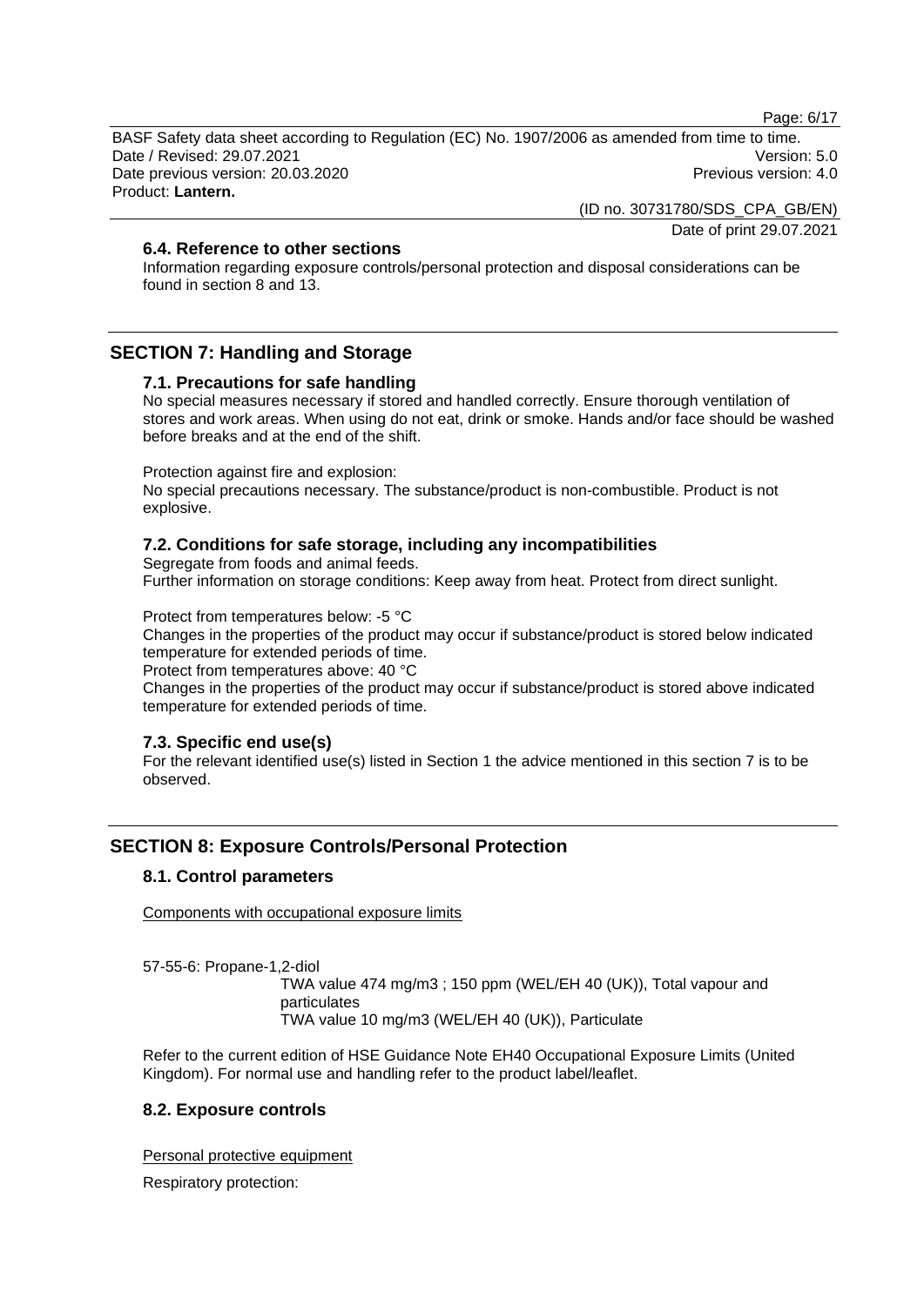### 6.4. Reference to other sections

Information regarding exposure controls/personal protection and disposal considerations can be found in section 8 and 13.

## SECTION 7: Handling and Storage

### 7.1. Precautions for safe handling

No special measures necessary if stored and handled correctly. Ensure thorough ventilation of stores and work areas. When using do not eat, drink or smoke. Hands and/or face should be washed before breaks and at the end of the shift.

Protection against fire and explosion:
No special precautions necessary. The substance/product is non-combustible. Product is not explosive.

### 7.2. Conditions for safe storage, including any incompatibilities

Segregate from foods and animal feeds.
Further information on storage conditions: Keep away from heat. Protect from direct sunlight.

Protect from temperatures below: -5 °C
Changes in the properties of the product may occur if substance/product is stored below indicated temperature for extended periods of time.
Protect from temperatures above: 40 °C
Changes in the properties of the product may occur if substance/product is stored above indicated temperature for extended periods of time.

### 7.3. Specific end use(s)

For the relevant identified use(s) listed in Section 1 the advice mentioned in this section 7 is to be observed.

## SECTION 8: Exposure Controls/Personal Protection

### 8.1. Control parameters

Components with occupational exposure limits

57-55-6: Propane-1,2-diol
TWA value 474 mg/m3 ; 150 ppm (WEL/EH 40 (UK)), Total vapour and particulates
TWA value 10 mg/m3 (WEL/EH 40 (UK)), Particulate

Refer to the current edition of HSE Guidance Note EH40 Occupational Exposure Limits (United Kingdom). For normal use and handling refer to the product label/leaflet.

### 8.2. Exposure controls

Personal protective equipment

Respiratory protection: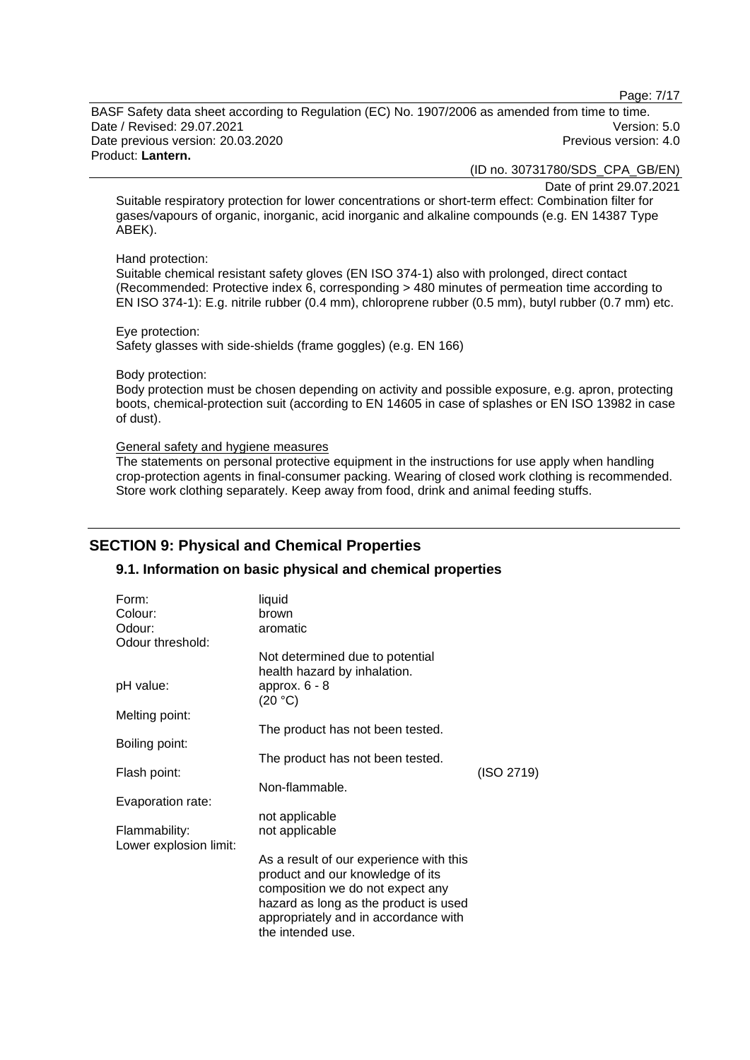Suitable respiratory protection for lower concentrations or short-term effect: Combination filter for gases/vapours of organic, inorganic, acid inorganic and alkaline compounds (e.g. EN 14387 Type ABEK).

Hand protection:
Suitable chemical resistant safety gloves (EN ISO 374-1) also with prolonged, direct contact (Recommended: Protective index 6, corresponding > 480 minutes of permeation time according to EN ISO 374-1): E.g. nitrile rubber (0.4 mm), chloroprene rubber (0.5 mm), butyl rubber (0.7 mm) etc.

Eye protection:
Safety glasses with side-shields (frame goggles) (e.g. EN 166)

Body protection:
Body protection must be chosen depending on activity and possible exposure, e.g. apron, protecting boots, chemical-protection suit (according to EN 14605 in case of splashes or EN ISO 13982 in case of dust).

General safety and hygiene measures
The statements on personal protective equipment in the instructions for use apply when handling crop-protection agents in final-consumer packing. Wearing of closed work clothing is recommended. Store work clothing separately. Keep away from food, drink and animal feeding stuffs.

## SECTION 9: Physical and Chemical Properties

### 9.1. Information on basic physical and chemical properties

| | | |
|---|---|---|
| Form: | liquid | |
| Colour: | brown | |
| Odour: | aromatic | |
| Odour threshold: | Not determined due to potential health hazard by inhalation. | |
| pH value: | approx. 6 - 8 (20 °C) | |
| Melting point: | The product has not been tested. | |
| Boiling point: | The product has not been tested. | |
| Flash point: | Non-flammable. | (ISO 2719) |
| Evaporation rate: | not applicable | |
| Flammability: | not applicable | |
| Lower explosion limit: | As a result of our experience with this product and our knowledge of its composition we do not expect any hazard as long as the product is used appropriately and in accordance with the intended use. | |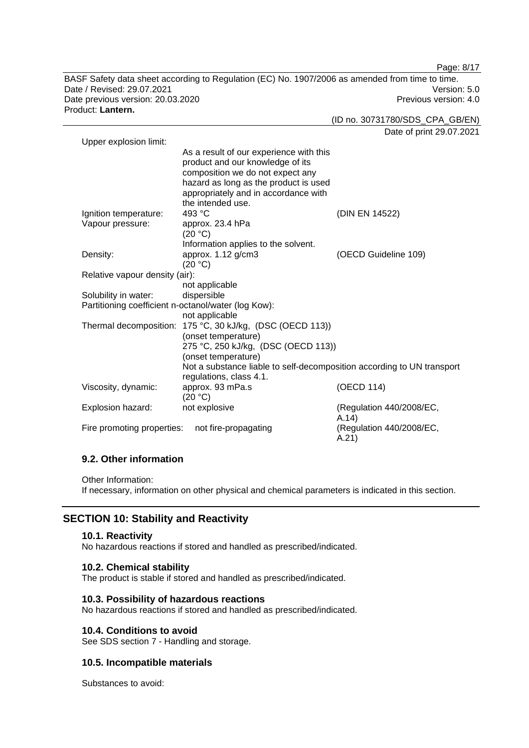| | | |
|---|---|---|
| Upper explosion limit: | As a result of our experience with this product and our knowledge of its composition we do not expect any hazard as long as the product is used appropriately and in accordance with the intended use. | |
| Ignition temperature: | 493 °C | (DIN EN 14522) |
| Vapour pressure: | approx. 23.4 hPa (20 °C) Information applies to the solvent. | |
| Density: | approx. 1.12 g/cm3 (20 °C) | (OECD Guideline 109) |
| Relative vapour density (air): | not applicable | |
| Solubility in water: | dispersible | |
| Partitioning coefficient n-octanol/water (log Kow): | not applicable | |
| Thermal decomposition: | 175 °C, 30 kJ/kg, (DSC (OECD 113)) (onset temperature) 275 °C, 250 kJ/kg, (DSC (OECD 113)) (onset temperature) Not a substance liable to self-decomposition according to UN transport regulations, class 4.1. | |
| Viscosity, dynamic: | approx. 93 mPa.s (20 °C) | (OECD 114) |
| Explosion hazard: | not explosive | (Regulation 440/2008/EC, A.14) |
| Fire promoting properties: | not fire-propagating | (Regulation 440/2008/EC, A.21) |

### 9.2. Other information

Other Information:
If necessary, information on other physical and chemical parameters is indicated in this section.

## SECTION 10: Stability and Reactivity

### 10.1. Reactivity

No hazardous reactions if stored and handled as prescribed/indicated.

### 10.2. Chemical stability

The product is stable if stored and handled as prescribed/indicated.

### 10.3. Possibility of hazardous reactions

No hazardous reactions if stored and handled as prescribed/indicated.

### 10.4. Conditions to avoid

See SDS section 7 - Handling and storage.

### 10.5. Incompatible materials

Substances to avoid: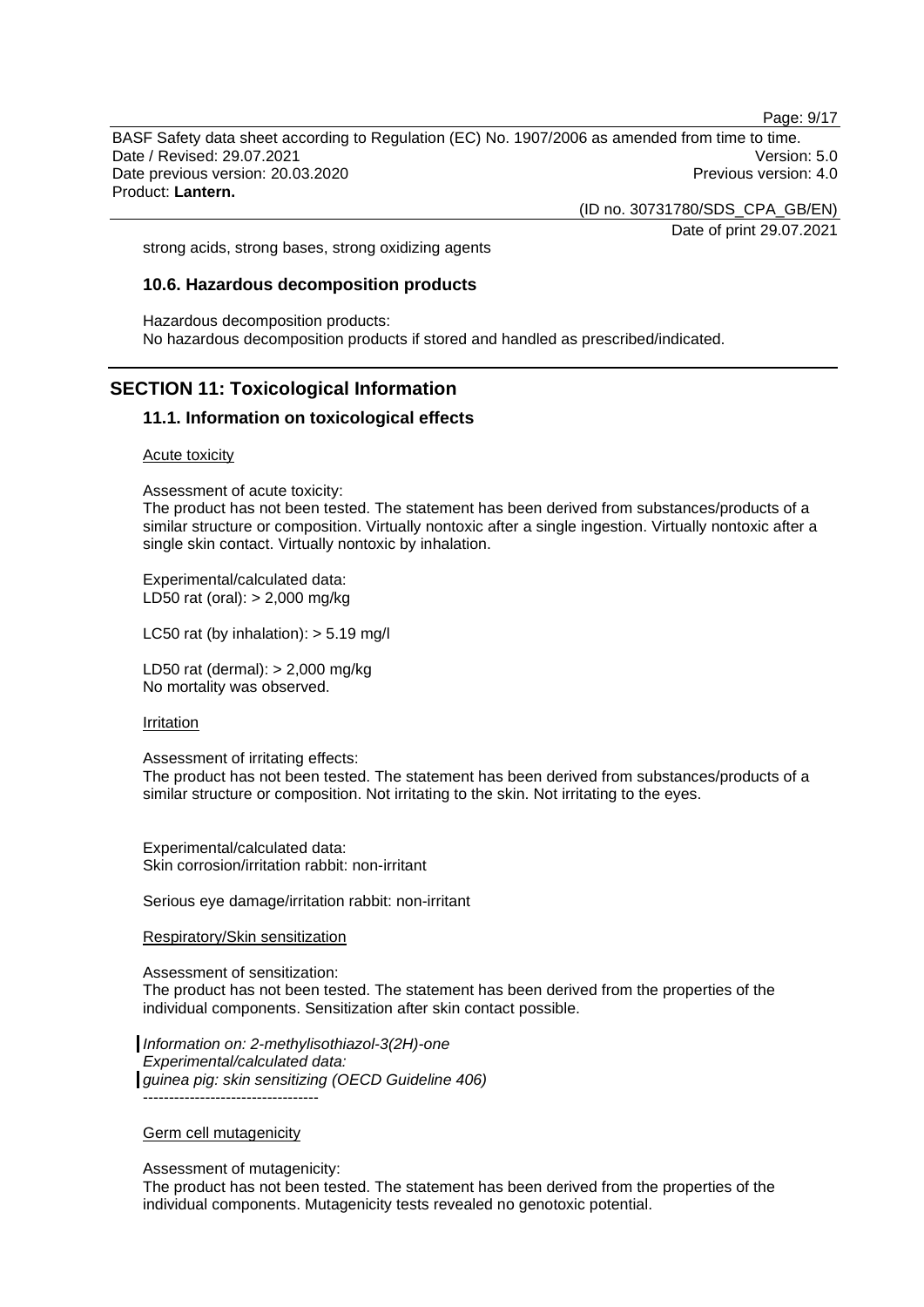strong acids, strong bases, strong oxidizing agents

### 10.6. Hazardous decomposition products

Hazardous decomposition products:
No hazardous decomposition products if stored and handled as prescribed/indicated.

## SECTION 11: Toxicological Information

### 11.1. Information on toxicological effects

Acute toxicity

Assessment of acute toxicity:
The product has not been tested. The statement has been derived from substances/products of a similar structure or composition. Virtually nontoxic after a single ingestion. Virtually nontoxic after a single skin contact. Virtually nontoxic by inhalation.

Experimental/calculated data:
LD50 rat (oral): > 2,000 mg/kg

LC50 rat (by inhalation): > 5.19 mg/l

LD50 rat (dermal): > 2,000 mg/kg
No mortality was observed.

Irritation

Assessment of irritating effects:
The product has not been tested. The statement has been derived from substances/products of a similar structure or composition. Not irritating to the skin. Not irritating to the eyes.

Experimental/calculated data:
Skin corrosion/irritation rabbit: non-irritant

Serious eye damage/irritation rabbit: non-irritant

Respiratory/Skin sensitization

Assessment of sensitization:
The product has not been tested. The statement has been derived from the properties of the individual components. Sensitization after skin contact possible.

*Information on: 2-methylisothiazol-3(2H)-one*
*Experimental/calculated data:*
*guinea pig: skin sensitizing (OECD Guideline 406)*
----------------------------------

Germ cell mutagenicity

Assessment of mutagenicity:
The product has not been tested. The statement has been derived from the properties of the individual components. Mutagenicity tests revealed no genotoxic potential.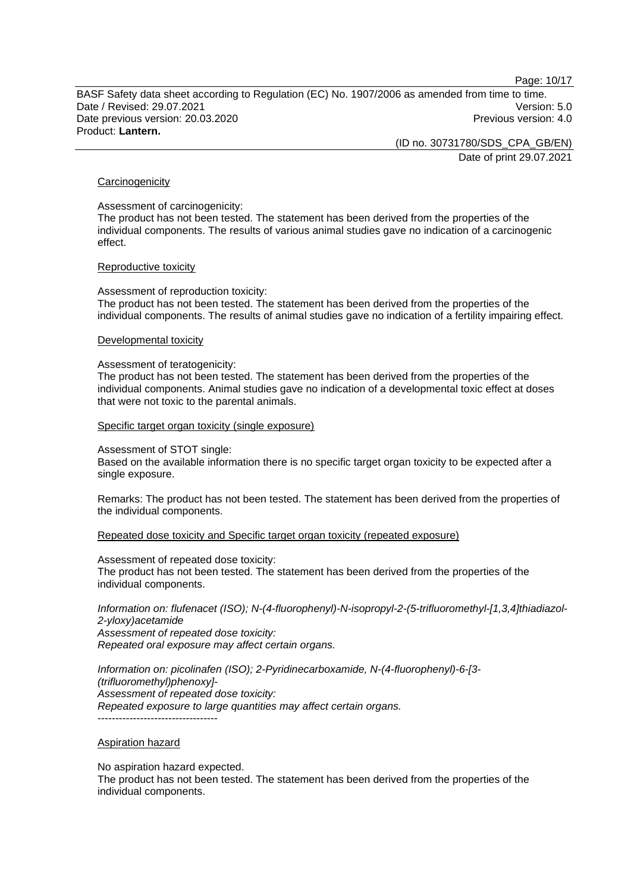Carcinogenicity

Assessment of carcinogenicity:
The product has not been tested. The statement has been derived from the properties of the individual components. The results of various animal studies gave no indication of a carcinogenic effect.

Reproductive toxicity

Assessment of reproduction toxicity:
The product has not been tested. The statement has been derived from the properties of the individual components. The results of animal studies gave no indication of a fertility impairing effect.

Developmental toxicity

Assessment of teratogenicity:
The product has not been tested. The statement has been derived from the properties of the individual components. Animal studies gave no indication of a developmental toxic effect at doses that were not toxic to the parental animals.

Specific target organ toxicity (single exposure)

Assessment of STOT single:
Based on the available information there is no specific target organ toxicity to be expected after a single exposure.

Remarks: The product has not been tested. The statement has been derived from the properties of the individual components.

Repeated dose toxicity and Specific target organ toxicity (repeated exposure)

Assessment of repeated dose toxicity:
The product has not been tested. The statement has been derived from the properties of the individual components.

*Information on: flufenacet (ISO); N-(4-fluorophenyl)-N-isopropyl-2-(5-trifluoromethyl-[1,3,4]thiadiazol-2-yloxy)acetamide*
*Assessment of repeated dose toxicity:*
*Repeated oral exposure may affect certain organs.*

*Information on: picolinafen (ISO); 2-Pyridinecarboxamide, N-(4-fluorophenyl)-6-[3-(trifluoromethyl)phenoxy]-*
*Assessment of repeated dose toxicity:*
*Repeated exposure to large quantities may affect certain organs.*
----------------------------------

Aspiration hazard

No aspiration hazard expected.
The product has not been tested. The statement has been derived from the properties of the individual components.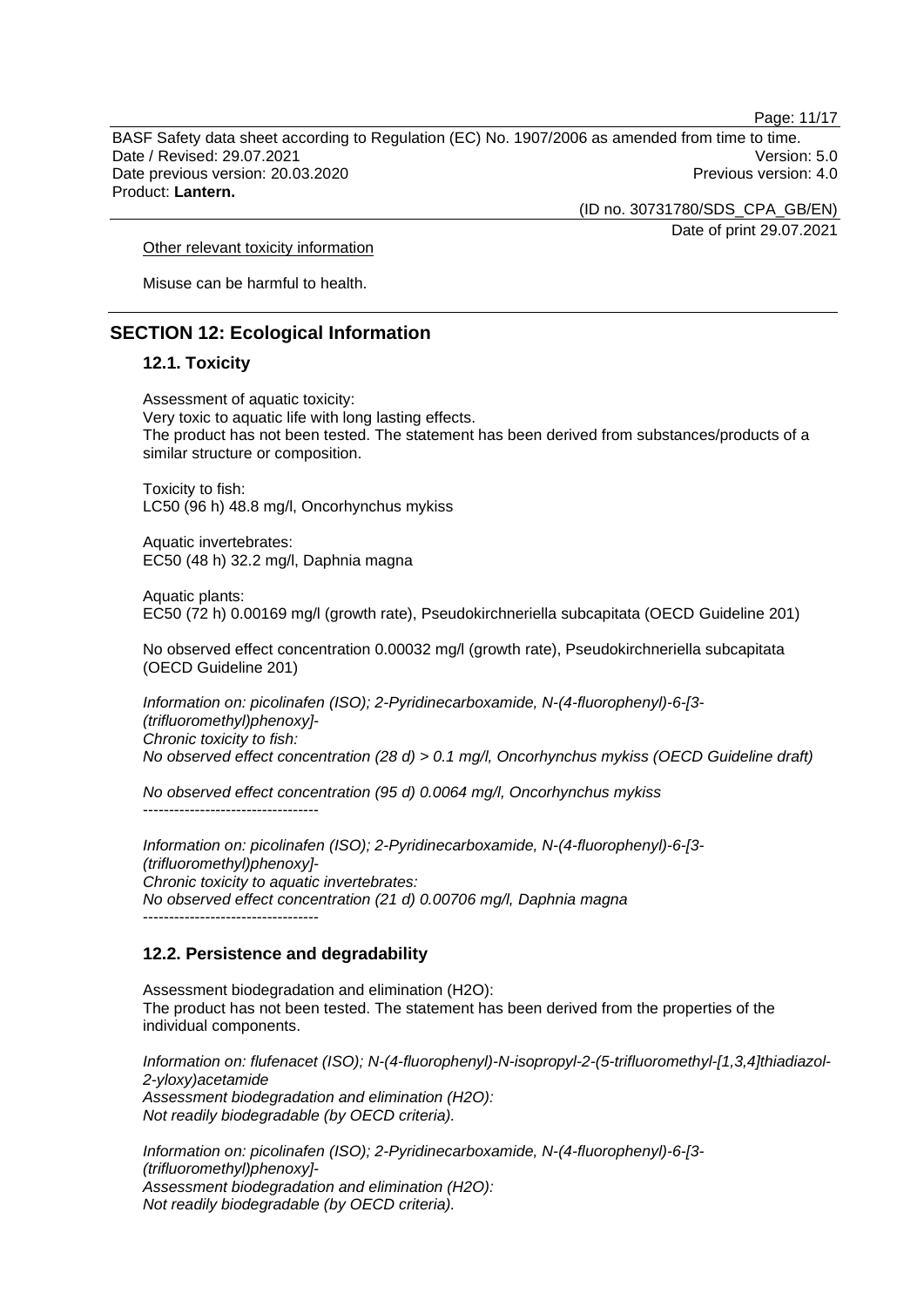Other relevant toxicity information

Misuse can be harmful to health.

## SECTION 12: Ecological Information

### 12.1. Toxicity

Assessment of aquatic toxicity:
Very toxic to aquatic life with long lasting effects.
The product has not been tested. The statement has been derived from substances/products of a similar structure or composition.

Toxicity to fish:
LC50 (96 h) 48.8 mg/l, Oncorhynchus mykiss

Aquatic invertebrates:
EC50 (48 h) 32.2 mg/l, Daphnia magna

Aquatic plants:
EC50 (72 h) 0.00169 mg/l (growth rate), Pseudokirchneriella subcapitata (OECD Guideline 201)

No observed effect concentration 0.00032 mg/l (growth rate), Pseudokirchneriella subcapitata (OECD Guideline 201)

*Information on: picolinafen (ISO); 2-Pyridinecarboxamide, N-(4-fluorophenyl)-6-[3-(trifluoromethyl)phenoxy]-*
*Chronic toxicity to fish:*
*No observed effect concentration (28 d) > 0.1 mg/l, Oncorhynchus mykiss (OECD Guideline draft)*

*No observed effect concentration (95 d) 0.0064 mg/l, Oncorhynchus mykiss*
----------------------------------

*Information on: picolinafen (ISO); 2-Pyridinecarboxamide, N-(4-fluorophenyl)-6-[3-(trifluoromethyl)phenoxy]-*
*Chronic toxicity to aquatic invertebrates:*
*No observed effect concentration (21 d) 0.00706 mg/l, Daphnia magna*
----------------------------------

### 12.2. Persistence and degradability

Assessment biodegradation and elimination (H2O):
The product has not been tested. The statement has been derived from the properties of the individual components.

*Information on: flufenacet (ISO); N-(4-fluorophenyl)-N-isopropyl-2-(5-trifluoromethyl-[1,3,4]thiadiazol-2-yloxy)acetamide*
*Assessment biodegradation and elimination (H2O):*
*Not readily biodegradable (by OECD criteria).*

*Information on: picolinafen (ISO); 2-Pyridinecarboxamide, N-(4-fluorophenyl)-6-[3-(trifluoromethyl)phenoxy]-*
*Assessment biodegradation and elimination (H2O):*
*Not readily biodegradable (by OECD criteria).*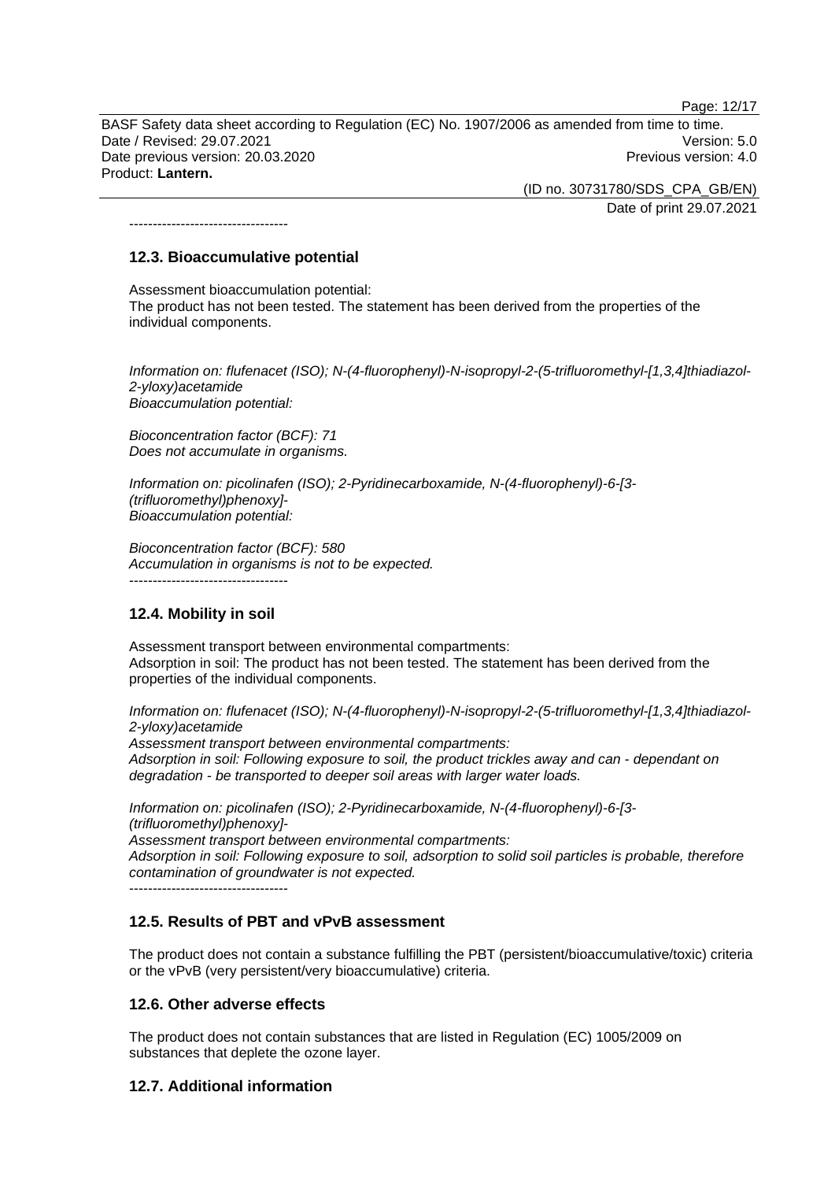----------------------------------

## 12.3. Bioaccumulative potential

Assessment bioaccumulation potential:
The product has not been tested. The statement has been derived from the properties of the individual components.

*Information on: flufenacet (ISO); N-(4-fluorophenyl)-N-isopropyl-2-(5-trifluoromethyl-[1,3,4]thiadiazol-2-yloxy)acetamide*
*Bioaccumulation potential:*

*Bioconcentration factor (BCF): 71*
*Does not accumulate in organisms.*

*Information on: picolinafen (ISO); 2-Pyridinecarboxamide, N-(4-fluorophenyl)-6-[3-(trifluoromethyl)phenoxy]-*
*Bioaccumulation potential:*

*Bioconcentration factor (BCF): 580*
*Accumulation in organisms is not to be expected.*

----------------------------------

## 12.4. Mobility in soil

Assessment transport between environmental compartments:
Adsorption in soil: The product has not been tested. The statement has been derived from the properties of the individual components.

*Information on: flufenacet (ISO); N-(4-fluorophenyl)-N-isopropyl-2-(5-trifluoromethyl-[1,3,4]thiadiazol-2-yloxy)acetamide*
*Assessment transport between environmental compartments:*
*Adsorption in soil: Following exposure to soil, the product trickles away and can - dependant on degradation - be transported to deeper soil areas with larger water loads.*

*Information on: picolinafen (ISO); 2-Pyridinecarboxamide, N-(4-fluorophenyl)-6-[3-(trifluoromethyl)phenoxy]-*
*Assessment transport between environmental compartments:*
*Adsorption in soil: Following exposure to soil, adsorption to solid soil particles is probable, therefore contamination of groundwater is not expected.*

----------------------------------

## 12.5. Results of PBT and vPvB assessment

The product does not contain a substance fulfilling the PBT (persistent/bioaccumulative/toxic) criteria or the vPvB (very persistent/very bioaccumulative) criteria.

## 12.6. Other adverse effects

The product does not contain substances that are listed in Regulation (EC) 1005/2009 on substances that deplete the ozone layer.

## 12.7. Additional information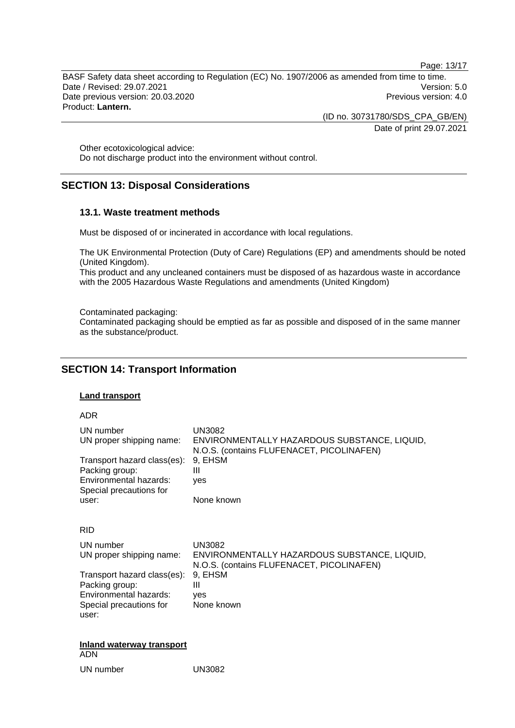Other ecotoxicological advice:
Do not discharge product into the environment without control.

## SECTION 13: Disposal Considerations

### 13.1. Waste treatment methods

Must be disposed of or incinerated in accordance with local regulations.

The UK Environmental Protection (Duty of Care) Regulations (EP) and amendments should be noted (United Kingdom).
This product and any uncleaned containers must be disposed of as hazardous waste in accordance with the 2005 Hazardous Waste Regulations and amendments (United Kingdom)

Contaminated packaging:
Contaminated packaging should be emptied as far as possible and disposed of in the same manner as the substance/product.

## SECTION 14: Transport Information

**Land transport**

ADR

| | |
|---|---|
| UN number | UN3082 |
| UN proper shipping name: | ENVIRONMENTALLY HAZARDOUS SUBSTANCE, LIQUID, N.O.S. (contains FLUFENACET, PICOLINAFEN) |
| Transport hazard class(es): | 9, EHSM |
| Packing group: | III |
| Environmental hazards: | yes |
| Special precautions for user: | None known |

RID

| | |
|---|---|
| UN number | UN3082 |
| UN proper shipping name: | ENVIRONMENTALLY HAZARDOUS SUBSTANCE, LIQUID, N.O.S. (contains FLUFENACET, PICOLINAFEN) |
| Transport hazard class(es): | 9, EHSM |
| Packing group: | III |
| Environmental hazards: | yes |
| Special precautions for user: | None known |

**Inland waterway transport**

ADN

| | |
|---|---|
| UN number | UN3082 |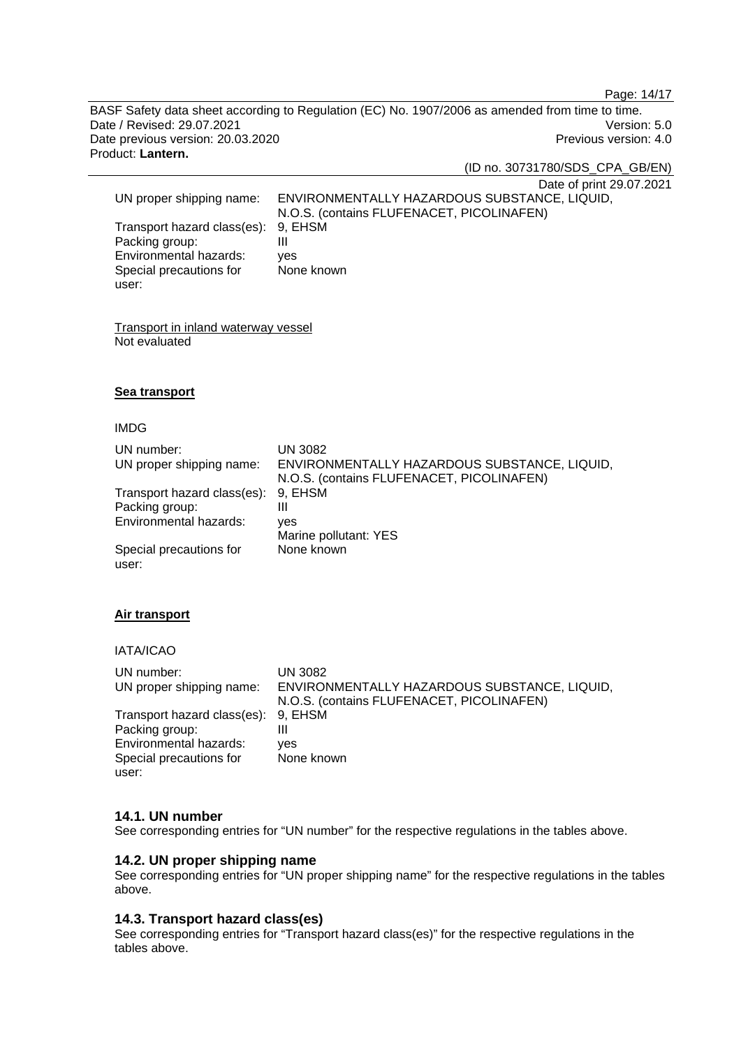UN proper shipping name: ENVIRONMENTALLY HAZARDOUS SUBSTANCE, LIQUID, N.O.S. (contains FLUFENACET, PICOLINAFEN)
Transport hazard class(es): 9, EHSM
Packing group: III
Environmental hazards: yes
Special precautions for user: None known

Transport in inland waterway vessel
Not evaluated

**Sea transport**

IMDG

| | |
|---|---|
| UN number: | UN 3082 |
| UN proper shipping name: | ENVIRONMENTALLY HAZARDOUS SUBSTANCE, LIQUID, N.O.S. (contains FLUFENACET, PICOLINAFEN) |
| Transport hazard class(es): | 9, EHSM |
| Packing group: | III |
| Environmental hazards: | yes<br>Marine pollutant: YES |
| Special precautions for user: | None known |

**Air transport**

IATA/ICAO

| | |
|---|---|
| UN number: | UN 3082 |
| UN proper shipping name: | ENVIRONMENTALLY HAZARDOUS SUBSTANCE, LIQUID, N.O.S. (contains FLUFENACET, PICOLINAFEN) |
| Transport hazard class(es): | 9, EHSM |
| Packing group: | III |
| Environmental hazards: | yes |
| Special precautions for user: | None known |

## 14.1. UN number

See corresponding entries for "UN number" for the respective regulations in the tables above.

## 14.2. UN proper shipping name

See corresponding entries for "UN proper shipping name" for the respective regulations in the tables above.

## 14.3. Transport hazard class(es)

See corresponding entries for "Transport hazard class(es)" for the respective regulations in the tables above.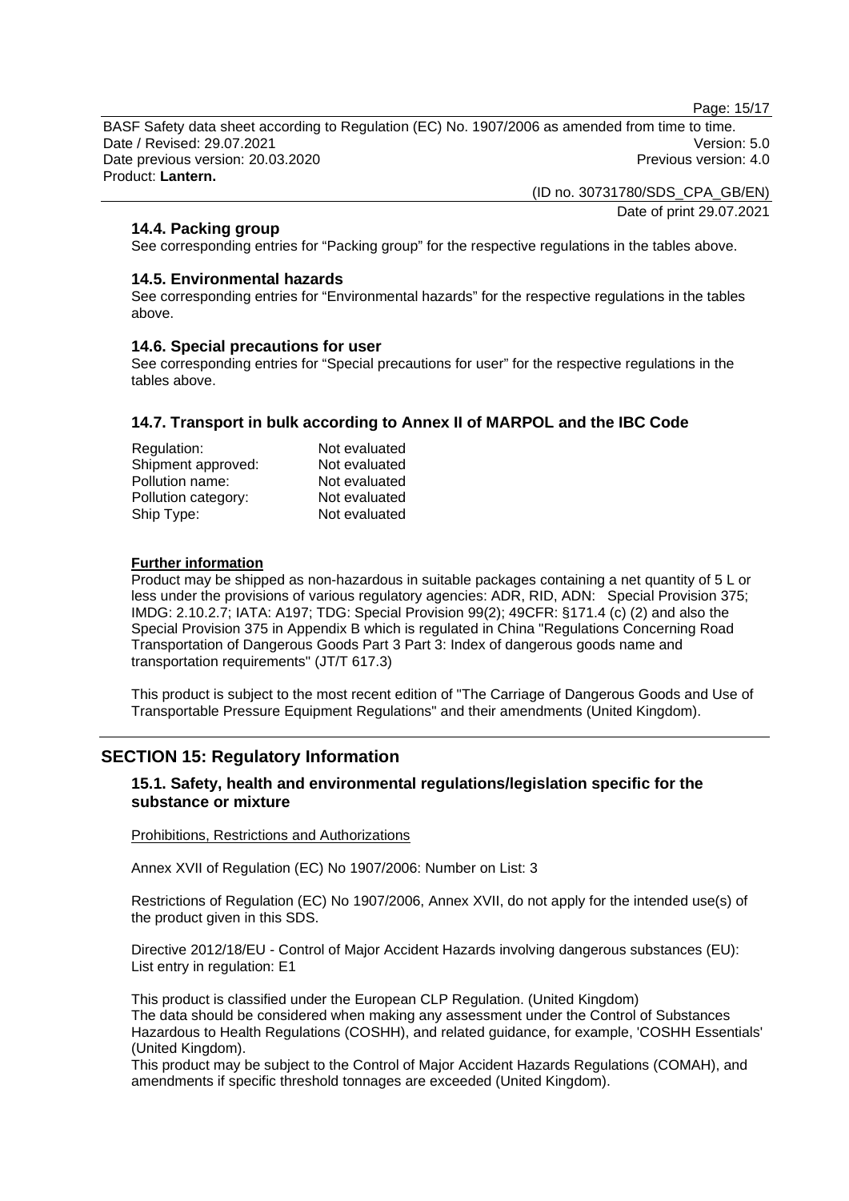### 14.4. Packing group

See corresponding entries for “Packing group” for the respective regulations in the tables above.

### 14.5. Environmental hazards

See corresponding entries for “Environmental hazards” for the respective regulations in the tables above.

### 14.6. Special precautions for user

See corresponding entries for “Special precautions for user” for the respective regulations in the tables above.

### 14.7. Transport in bulk according to Annex II of MARPOL and the IBC Code

| | |
|---|---|
| Regulation: | Not evaluated |
| Shipment approved: | Not evaluated |
| Pollution name: | Not evaluated |
| Pollution category: | Not evaluated |
| Ship Type: | Not evaluated |

**Further information**

Product may be shipped as non-hazardous in suitable packages containing a net quantity of 5 L or less under the provisions of various regulatory agencies: ADR, RID, ADN: Special Provision 375; IMDG: 2.10.2.7; IATA: A197; TDG: Special Provision 99(2); 49CFR: §171.4 (c) (2) and also the Special Provision 375 in Appendix B which is regulated in China "Regulations Concerning Road Transportation of Dangerous Goods Part 3 Part 3: Index of dangerous goods name and transportation requirements" (JT/T 617.3)

This product is subject to the most recent edition of "The Carriage of Dangerous Goods and Use of Transportable Pressure Equipment Regulations" and their amendments (United Kingdom).

## SECTION 15: Regulatory Information

### 15.1. Safety, health and environmental regulations/legislation specific for the substance or mixture

Prohibitions, Restrictions and Authorizations

Annex XVII of Regulation (EC) No 1907/2006: Number on List: 3

Restrictions of Regulation (EC) No 1907/2006, Annex XVII, do not apply for the intended use(s) of the product given in this SDS.

Directive 2012/18/EU - Control of Major Accident Hazards involving dangerous substances (EU): List entry in regulation: E1

This product is classified under the European CLP Regulation. (United Kingdom)
The data should be considered when making any assessment under the Control of Substances Hazardous to Health Regulations (COSHH), and related guidance, for example, 'COSHH Essentials' (United Kingdom).
This product may be subject to the Control of Major Accident Hazards Regulations (COMAH), and amendments if specific threshold tonnages are exceeded (United Kingdom).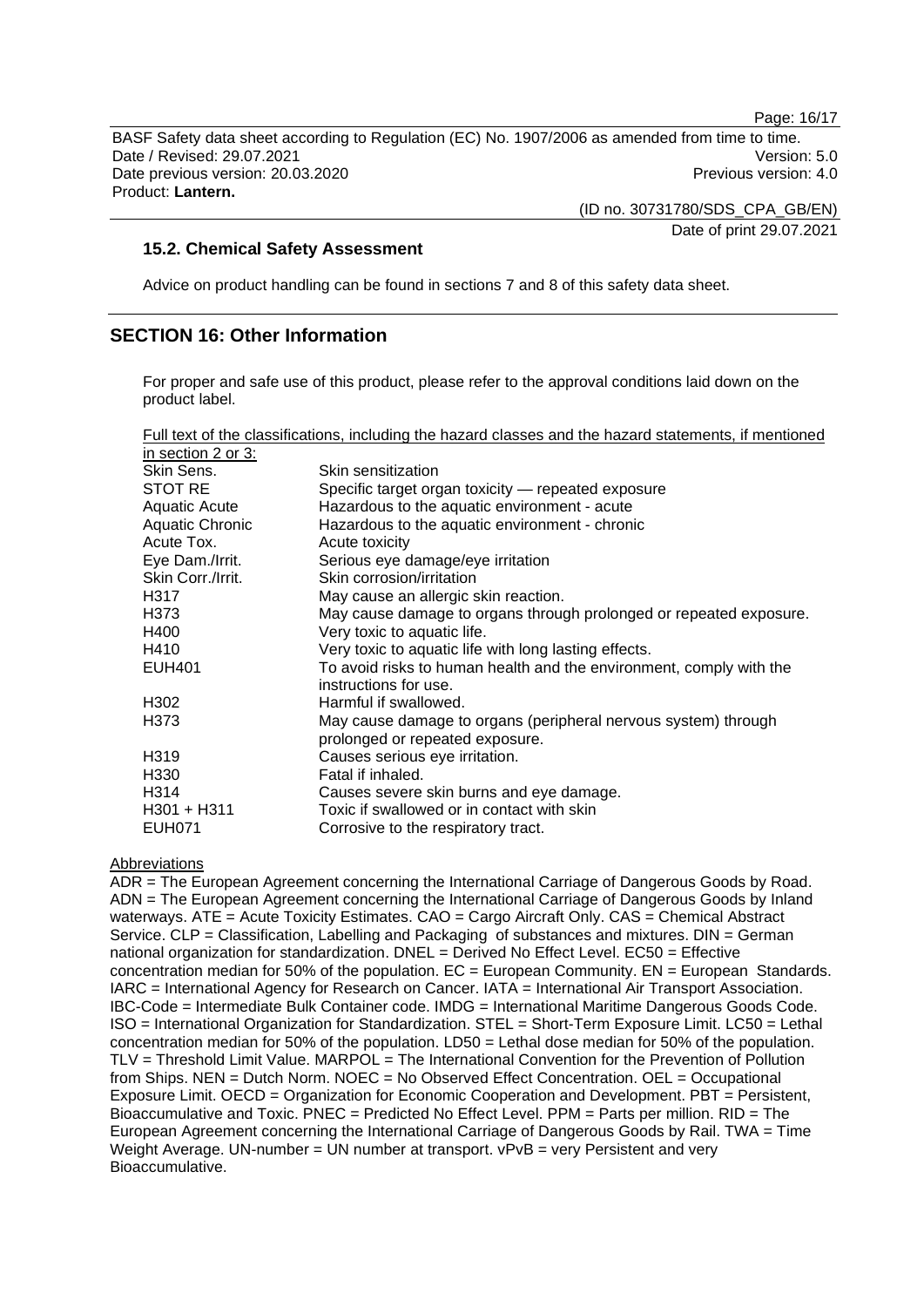### 15.2. Chemical Safety Assessment

Advice on product handling can be found in sections 7 and 8 of this safety data sheet.

## SECTION 16: Other Information

For proper and safe use of this product, please refer to the approval conditions laid down on the product label.

Full text of the classifications, including the hazard classes and the hazard statements, if mentioned in section 2 or 3:

| | |
|---|---|
| Skin Sens. | Skin sensitization |
| STOT RE | Specific target organ toxicity — repeated exposure |
| Aquatic Acute | Hazardous to the aquatic environment - acute |
| Aquatic Chronic | Hazardous to the aquatic environment - chronic |
| Acute Tox. | Acute toxicity |
| Eye Dam./Irrit. | Serious eye damage/eye irritation |
| Skin Corr./Irrit. | Skin corrosion/irritation |
| H317 | May cause an allergic skin reaction. |
| H373 | May cause damage to organs through prolonged or repeated exposure. |
| H400 | Very toxic to aquatic life. |
| H410 | Very toxic to aquatic life with long lasting effects. |
| EUH401 | To avoid risks to human health and the environment, comply with the instructions for use. |
| H302 | Harmful if swallowed. |
| H373 | May cause damage to organs (peripheral nervous system) through prolonged or repeated exposure. |
| H319 | Causes serious eye irritation. |
| H330 | Fatal if inhaled. |
| H314 | Causes severe skin burns and eye damage. |
| H301 + H311 | Toxic if swallowed or in contact with skin |
| EUH071 | Corrosive to the respiratory tract. |

Abbreviations

ADR = The European Agreement concerning the International Carriage of Dangerous Goods by Road. ADN = The European Agreement concerning the International Carriage of Dangerous Goods by Inland waterways. ATE = Acute Toxicity Estimates. CAO = Cargo Aircraft Only. CAS = Chemical Abstract Service. CLP = Classification, Labelling and Packaging of substances and mixtures. DIN = German national organization for standardization. DNEL = Derived No Effect Level. EC50 = Effective concentration median for 50% of the population. EC = European Community. EN = European Standards. IARC = International Agency for Research on Cancer. IATA = International Air Transport Association. IBC-Code = Intermediate Bulk Container code. IMDG = International Maritime Dangerous Goods Code. ISO = International Organization for Standardization. STEL = Short-Term Exposure Limit. LC50 = Lethal concentration median for 50% of the population. LD50 = Lethal dose median for 50% of the population. TLV = Threshold Limit Value. MARPOL = The International Convention for the Prevention of Pollution from Ships. NEN = Dutch Norm. NOEC = No Observed Effect Concentration. OEL = Occupational Exposure Limit. OECD = Organization for Economic Cooperation and Development. PBT = Persistent, Bioaccumulative and Toxic. PNEC = Predicted No Effect Level. PPM = Parts per million. RID = The European Agreement concerning the International Carriage of Dangerous Goods by Rail. TWA = Time Weight Average. UN-number = UN number at transport. vPvB = very Persistent and very Bioaccumulative.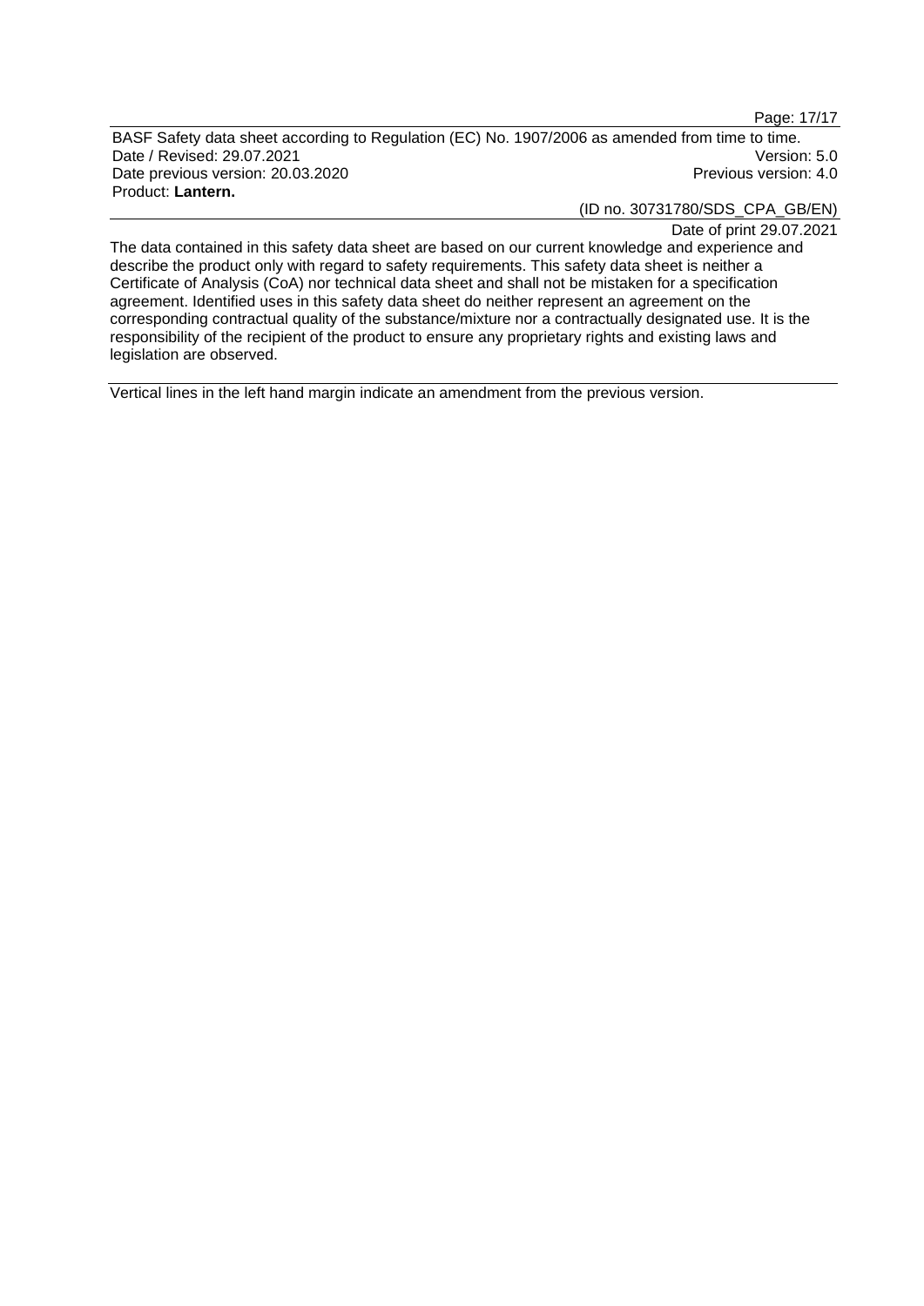The data contained in this safety data sheet are based on our current knowledge and experience and describe the product only with regard to safety requirements. This safety data sheet is neither a Certificate of Analysis (CoA) nor technical data sheet and shall not be mistaken for a specification agreement. Identified uses in this safety data sheet do neither represent an agreement on the corresponding contractual quality of the substance/mixture nor a contractually designated use. It is the responsibility of the recipient of the product to ensure any proprietary rights and existing laws and legislation are observed.

---

Vertical lines in the left hand margin indicate an amendment from the previous version.